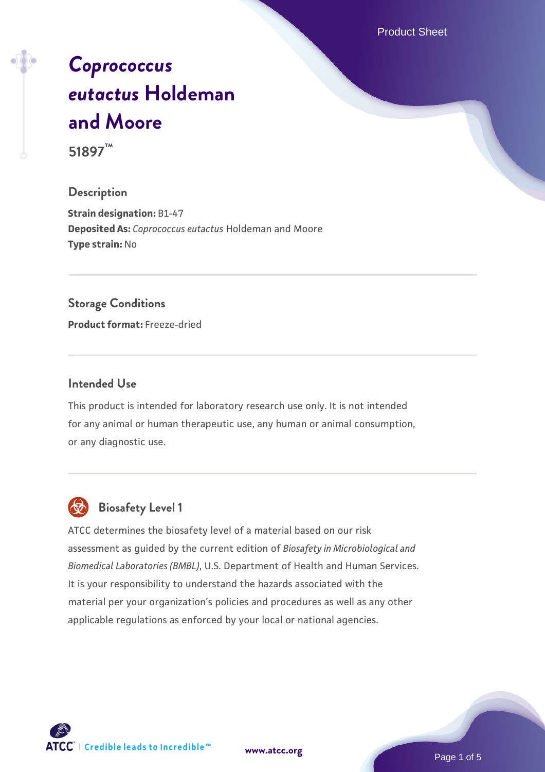# *Coprococcus eutactus* Holdeman and Moore

**51897™**

## Description

**Strain designation:** B1-47
**Deposited As:** *Coprococcus eutactus* Holdeman and Moore
**Type strain:** No

## Storage Conditions

**Product format:** Freeze-dried

## Intended Use

This product is intended for laboratory research use only. It is not intended for any animal or human therapeutic use, any human or animal consumption, or any diagnostic use.

## Biosafety Level 1

ATCC determines the biosafety level of a material based on our risk assessment as guided by the current edition of *Biosafety in Microbiological and Biomedical Laboratories (BMBL)*, U.S. Department of Health and Human Services. It is your responsibility to understand the hazards associated with the material per your organization's policies and procedures as well as any other applicable regulations as enforced by your local or national agencies.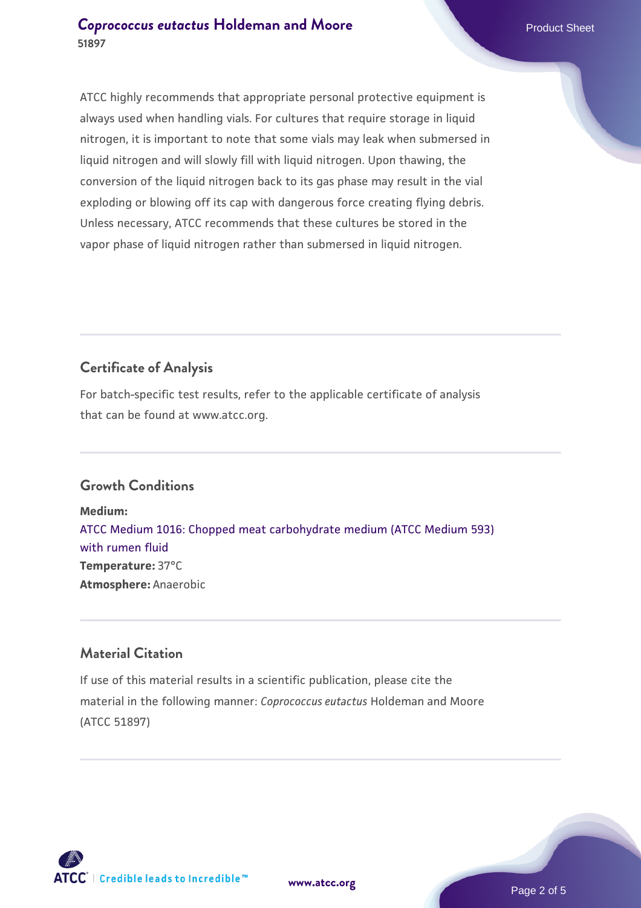ATCC highly recommends that appropriate personal protective equipment is always used when handling vials. For cultures that require storage in liquid nitrogen, it is important to note that some vials may leak when submersed in liquid nitrogen and will slowly fill with liquid nitrogen. Upon thawing, the conversion of the liquid nitrogen back to its gas phase may result in the vial exploding or blowing off its cap with dangerous force creating flying debris. Unless necessary, ATCC recommends that these cultures be stored in the vapor phase of liquid nitrogen rather than submersed in liquid nitrogen.

## Certificate of Analysis

For batch-specific test results, refer to the applicable certificate of analysis that can be found at www.atcc.org.

## Growth Conditions

**Medium:**
ATCC Medium 1016: Chopped meat carbohydrate medium (ATCC Medium 593) with rumen fluid
**Temperature:** 37°C
**Atmosphere:** Anaerobic

## Material Citation

If use of this material results in a scientific publication, please cite the material in the following manner: *Coprococcus eutactus* Holdeman and Moore (ATCC 51897)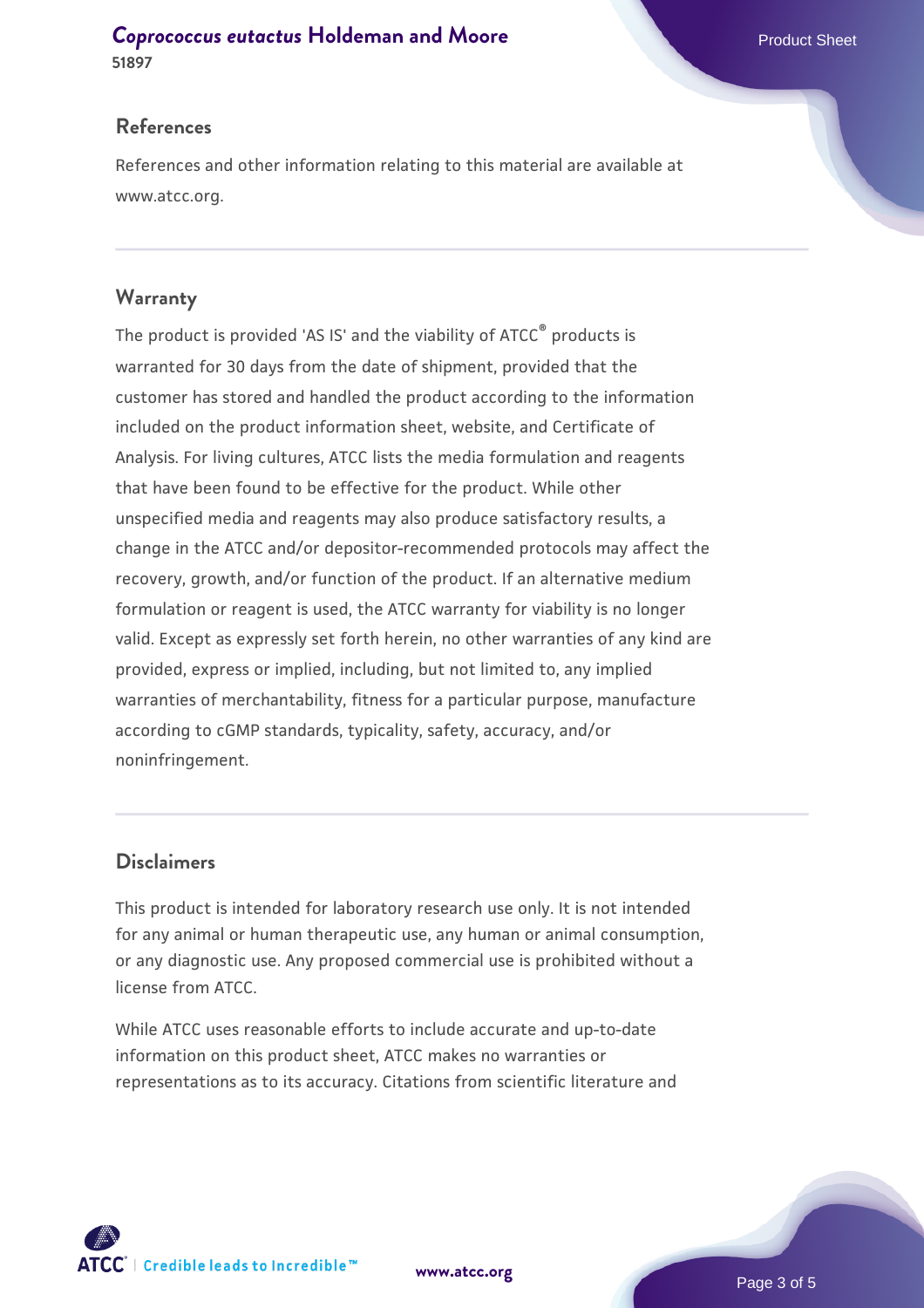## References

References and other information relating to this material are available at www.atcc.org.

## Warranty

The product is provided 'AS IS' and the viability of ATCC® products is warranted for 30 days from the date of shipment, provided that the customer has stored and handled the product according to the information included on the product information sheet, website, and Certificate of Analysis. For living cultures, ATCC lists the media formulation and reagents that have been found to be effective for the product. While other unspecified media and reagents may also produce satisfactory results, a change in the ATCC and/or depositor-recommended protocols may affect the recovery, growth, and/or function of the product. If an alternative medium formulation or reagent is used, the ATCC warranty for viability is no longer valid. Except as expressly set forth herein, no other warranties of any kind are provided, express or implied, including, but not limited to, any implied warranties of merchantability, fitness for a particular purpose, manufacture according to cGMP standards, typicality, safety, accuracy, and/or noninfringement.

## Disclaimers

This product is intended for laboratory research use only. It is not intended for any animal or human therapeutic use, any human or animal consumption, or any diagnostic use. Any proposed commercial use is prohibited without a license from ATCC.

While ATCC uses reasonable efforts to include accurate and up-to-date information on this product sheet, ATCC makes no warranties or representations as to its accuracy. Citations from scientific literature and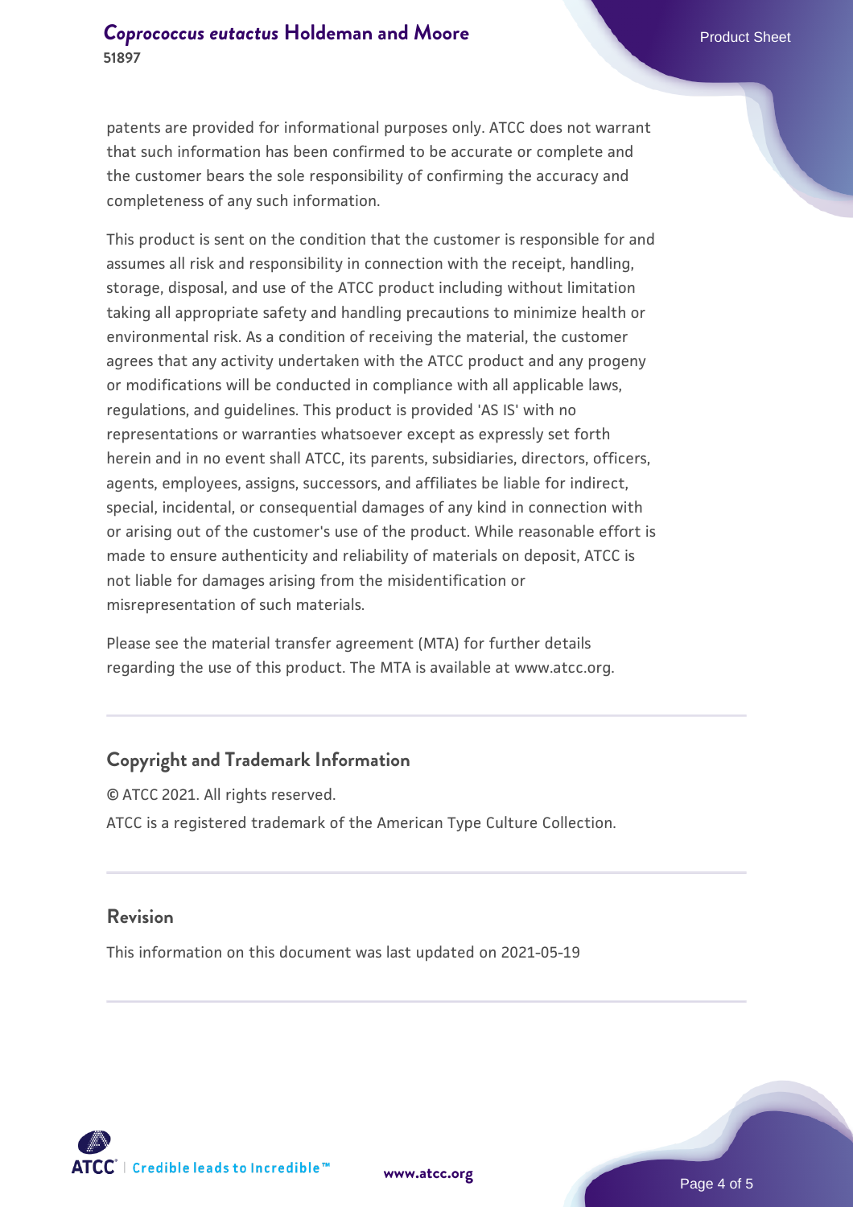patents are provided for informational purposes only. ATCC does not warrant that such information has been confirmed to be accurate or complete and the customer bears the sole responsibility of confirming the accuracy and completeness of any such information.

This product is sent on the condition that the customer is responsible for and assumes all risk and responsibility in connection with the receipt, handling, storage, disposal, and use of the ATCC product including without limitation taking all appropriate safety and handling precautions to minimize health or environmental risk. As a condition of receiving the material, the customer agrees that any activity undertaken with the ATCC product and any progeny or modifications will be conducted in compliance with all applicable laws, regulations, and guidelines. This product is provided 'AS IS' with no representations or warranties whatsoever except as expressly set forth herein and in no event shall ATCC, its parents, subsidiaries, directors, officers, agents, employees, assigns, successors, and affiliates be liable for indirect, special, incidental, or consequential damages of any kind in connection with or arising out of the customer's use of the product. While reasonable effort is made to ensure authenticity and reliability of materials on deposit, ATCC is not liable for damages arising from the misidentification or misrepresentation of such materials.

Please see the material transfer agreement (MTA) for further details regarding the use of this product. The MTA is available at www.atcc.org.

## Copyright and Trademark Information

© ATCC 2021. All rights reserved.

ATCC is a registered trademark of the American Type Culture Collection.

## Revision

This information on this document was last updated on 2021-05-19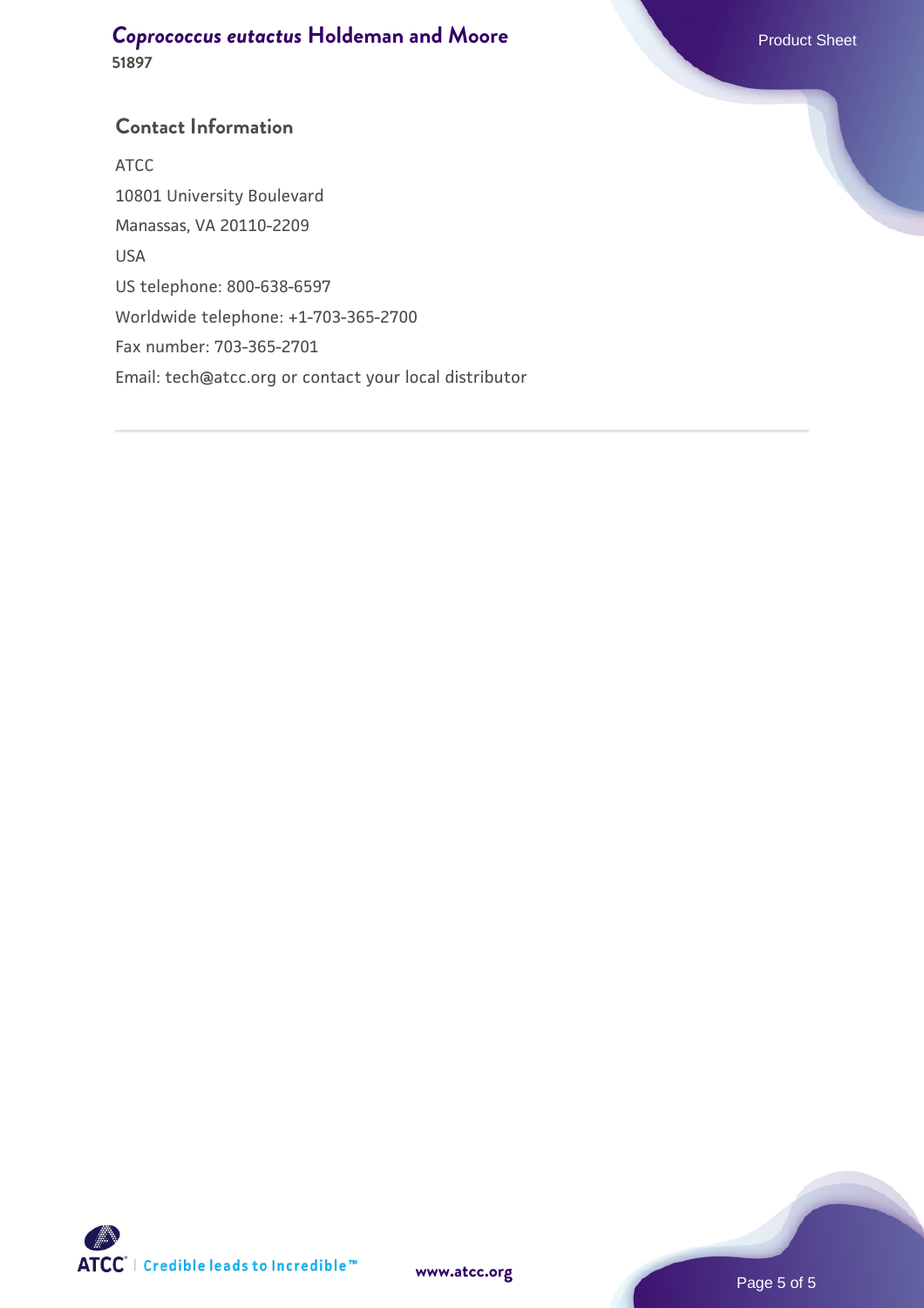## Contact Information

ATCC

10801 University Boulevard

Manassas, VA 20110-2209

USA

US telephone: 800-638-6597

Worldwide telephone: +1-703-365-2700

Fax number: 703-365-2701

Email: tech@atcc.org or contact your local distributor